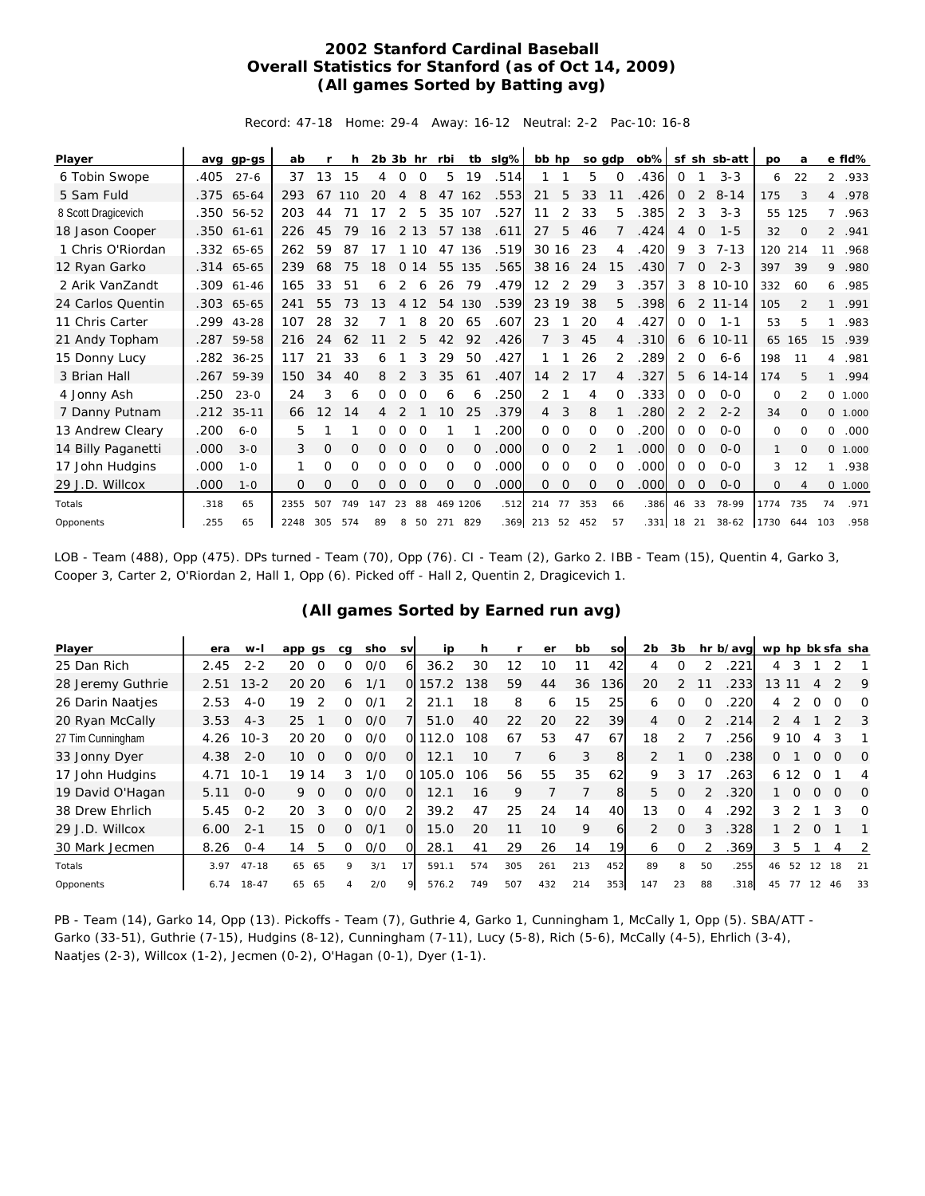# 2002 Stanford Cardinal Baseball
## Overall Statistics for Stanford (as of Oct 14, 2009)
### (All games Sorted by Batting avg)

Record: 47-18 Home: 29-4 Away: 16-12 Neutral: 2-2 Pac-10: 16-8

| Player | avg | gp-gs | ab | r | h | 2b | 3b | hr | rbi | tb | slg% | bb | hp | so | gdp | ob% | sf | sh | sb-att | po | a | e | fld% |
|---|---|---|---|---|---|---|---|---|---|---|---|---|---|---|---|---|---|---|---|---|---|---|---|
| 6 Tobin Swope | .405 | 27-6 | 37 | 13 | 15 | 4 | 0 | 0 | 5 | 19 | .514 | 1 | 1 | 5 | 0 | .436 | 0 | 1 | 3-3 | 6 | 22 | 2 | .933 |
| 5 Sam Fuld | .375 | 65-64 | 293 | 67 | 110 | 20 | 4 | 8 | 47 | 162 | .553 | 21 | 5 | 33 | 11 | .426 | 0 | 2 | 8-14 | 175 | 3 | 4 | .978 |
| 8 Scott Dragicevich | .350 | 56-52 | 203 | 44 | 71 | 17 | 2 | 5 | 35 | 107 | .527 | 11 | 2 | 33 | 5 | .385 | 2 | 3 | 3-3 | 55 | 125 | 7 | .963 |
| 18 Jason Cooper | .350 | 61-61 | 226 | 45 | 79 | 16 | 2 | 13 | 57 | 138 | .611 | 27 | 5 | 46 | 7 | .424 | 4 | 0 | 1-5 | 32 | 0 | 2 | .941 |
| 1 Chris O'Riordan | .332 | 65-65 | 262 | 59 | 87 | 17 | 1 | 10 | 47 | 136 | .519 | 30 | 16 | 23 | 4 | .420 | 9 | 3 | 7-13 | 120 | 214 | 11 | .968 |
| 12 Ryan Garko | .314 | 65-65 | 239 | 68 | 75 | 18 | 0 | 14 | 55 | 135 | .565 | 38 | 16 | 24 | 15 | .430 | 7 | 0 | 2-3 | 397 | 39 | 9 | .980 |
| 2 Arik VanZandt | .309 | 61-46 | 165 | 33 | 51 | 6 | 2 | 6 | 26 | 79 | .479 | 12 | 2 | 29 | 3 | .357 | 3 | 8 | 10-10 | 332 | 60 | 6 | .985 |
| 24 Carlos Quentin | .303 | 65-65 | 241 | 55 | 73 | 13 | 4 | 12 | 54 | 130 | .539 | 23 | 19 | 38 | 5 | .398 | 6 | 2 | 11-14 | 105 | 2 | 1 | .991 |
| 11 Chris Carter | .299 | 43-28 | 107 | 28 | 32 | 7 | 1 | 8 | 20 | 65 | .607 | 23 | 1 | 20 | 4 | .427 | 0 | 0 | 1-1 | 53 | 5 | 1 | .983 |
| 21 Andy Topham | .287 | 59-58 | 216 | 24 | 62 | 11 | 2 | 5 | 42 | 92 | .426 | 7 | 3 | 45 | 4 | .310 | 6 | 6 | 10-11 | 65 | 165 | 15 | .939 |
| 15 Donny Lucy | .282 | 36-25 | 117 | 21 | 33 | 6 | 1 | 3 | 29 | 50 | .427 | 1 | 1 | 26 | 2 | .289 | 2 | 0 | 6-6 | 198 | 11 | 4 | .981 |
| 3 Brian Hall | .267 | 59-39 | 150 | 34 | 40 | 8 | 2 | 3 | 35 | 61 | .407 | 14 | 2 | 17 | 4 | .327 | 5 | 6 | 14-14 | 174 | 5 | 1 | .994 |
| 4 Jonny Ash | .250 | 23-0 | 24 | 3 | 6 | 0 | 0 | 0 | 6 | 6 | .250 | 2 | 1 | 4 | 0 | .333 | 0 | 0 | 0-0 | 0 | 2 | 0 | 1.000 |
| 7 Danny Putnam | .212 | 35-11 | 66 | 12 | 14 | 4 | 2 | 1 | 10 | 25 | .379 | 4 | 3 | 8 | 1 | .280 | 2 | 2 | 2-2 | 34 | 0 | 0 | 1.000 |
| 13 Andrew Cleary | .200 | 6-0 | 5 | 1 | 1 | 0 | 0 | 0 | 1 | 1 | .200 | 0 | 0 | 0 | 0 | .200 | 0 | 0 | 0-0 | 0 | 0 | 0 | .000 |
| 14 Billy Paganetti | .000 | 3-0 | 3 | 0 | 0 | 0 | 0 | 0 | 0 | 0 | .000 | 0 | 0 | 2 | 1 | .000 | 0 | 0 | 0-0 | 1 | 0 | 0 | 1.000 |
| 17 John Hudgins | .000 | 1-0 | 1 | 0 | 0 | 0 | 0 | 0 | 0 | 0 | .000 | 0 | 0 | 0 | 0 | .000 | 0 | 0 | 0-0 | 3 | 12 | 1 | .938 |
| 29 J.D. Willcox | .000 | 1-0 | 0 | 0 | 0 | 0 | 0 | 0 | 0 | 0 | .000 | 0 | 0 | 0 | 0 | .000 | 0 | 0 | 0-0 | 0 | 4 | 0 | 1.000 |
| Totals | .318 | 65 | 2355 | 507 | 749 | 147 | 23 | 88 | 469 | 1206 | .512 | 214 | 77 | 353 | 66 | .386 | 46 | 33 | 78-99 | 1774 | 735 | 74 | .971 |
| Opponents | .255 | 65 | 2248 | 305 | 574 | 89 | 8 | 50 | 271 | 829 | .369 | 213 | 52 | 452 | 57 | .331 | 18 | 21 | 38-62 | 1730 | 644 | 103 | .958 |

LOB - Team (488), Opp (475). DPs turned - Team (70), Opp (76). CI - Team (2), Garko 2. IBB - Team (15), Quentin 4, Garko 3, Cooper 3, Carter 2, O'Riordan 2, Hall 1, Opp (6). Picked off - Hall 2, Quentin 2, Dragicevich 1.

### (All games Sorted by Earned run avg)

| Player | era | w-l | app | gs | cg | sho | sv | ip | h | r | er | bb | so | 2b | 3b | hr | b/avg | wp | hp | bk | sfa | sha |
|---|---|---|---|---|---|---|---|---|---|---|---|---|---|---|---|---|---|---|---|---|---|---|
| 25 Dan Rich | 2.45 | 2-2 | 20 | 0 | 0 | 0/0 | 6 | 36.2 | 30 | 12 | 10 | 11 | 42 | 4 | 0 | 2 | .221 | 4 | 3 | 1 | 2 | 1 |
| 28 Jeremy Guthrie | 2.51 | 13-2 | 20 | 20 | 6 | 1/1 | 0 | 157.2 | 138 | 59 | 44 | 36 | 136 | 20 | 2 | 11 | .233 | 13 | 11 | 4 | 2 | 9 |
| 26 Darin Naatjes | 2.53 | 4-0 | 19 | 2 | 0 | 0/1 | 2 | 21.1 | 18 | 8 | 6 | 15 | 25 | 6 | 0 | 0 | .220 | 4 | 2 | 0 | 0 | 0 |
| 20 Ryan McCally | 3.53 | 4-3 | 25 | 1 | 0 | 0/0 | 7 | 51.0 | 40 | 22 | 20 | 22 | 39 | 4 | 0 | 2 | .214 | 2 | 4 | 1 | 2 | 3 |
| 27 Tim Cunningham | 4.26 | 10-3 | 20 | 20 | 0 | 0/0 | 0 | 112.0 | 108 | 67 | 53 | 47 | 67 | 18 | 2 | 7 | .256 | 9 | 10 | 4 | 3 | 1 |
| 33 Jonny Dyer | 4.38 | 2-0 | 10 | 0 | 0 | 0/0 | 0 | 12.1 | 10 | 7 | 6 | 3 | 8 | 2 | 1 | 0 | .238 | 0 | 1 | 0 | 0 | 0 |
| 17 John Hudgins | 4.71 | 10-1 | 19 | 14 | 3 | 1/0 | 0 | 105.0 | 106 | 56 | 55 | 35 | 62 | 9 | 3 | 17 | .263 | 6 | 12 | 0 | 1 | 4 |
| 19 David O'Hagan | 5.11 | 0-0 | 9 | 0 | 0 | 0/0 | 0 | 12.1 | 16 | 9 | 7 | 7 | 8 | 5 | 0 | 2 | .320 | 1 | 0 | 0 | 0 | 0 |
| 38 Drew Ehrlich | 5.45 | 0-2 | 20 | 3 | 0 | 0/0 | 2 | 39.2 | 47 | 25 | 24 | 14 | 40 | 13 | 0 | 4 | .292 | 3 | 2 | 1 | 3 | 0 |
| 29 J.D. Willcox | 6.00 | 2-1 | 15 | 0 | 0 | 0/1 | 0 | 15.0 | 20 | 11 | 10 | 9 | 6 | 2 | 0 | 3 | .328 | 1 | 2 | 0 | 1 | 1 |
| 30 Mark Jecmen | 8.26 | 0-4 | 14 | 5 | 0 | 0/0 | 0 | 28.1 | 41 | 29 | 26 | 14 | 19 | 6 | 0 | 2 | .369 | 3 | 5 | 1 | 4 | 2 |
| Totals | 3.97 | 47-18 | 65 | 65 | 9 | 3/1 | 17 | 591.1 | 574 | 305 | 261 | 213 | 452 | 89 | 8 | 50 | .255 | 46 | 52 | 12 | 18 | 21 |
| Opponents | 6.74 | 18-47 | 65 | 65 | 4 | 2/0 | 9 | 576.2 | 749 | 507 | 432 | 214 | 353 | 147 | 23 | 88 | .318 | 45 | 77 | 12 | 46 | 33 |

PB - Team (14), Garko 14, Opp (13). Pickoffs - Team (7), Guthrie 4, Garko 1, Cunningham 1, McCally 1, Opp (5). SBA/ATT - Garko (33-51), Guthrie (7-15), Hudgins (8-12), Cunningham (7-11), Lucy (5-8), Rich (5-6), McCally (4-5), Ehrlich (3-4), Naatjes (2-3), Willcox (1-2), Jecmen (0-2), O'Hagan (0-1), Dyer (1-1).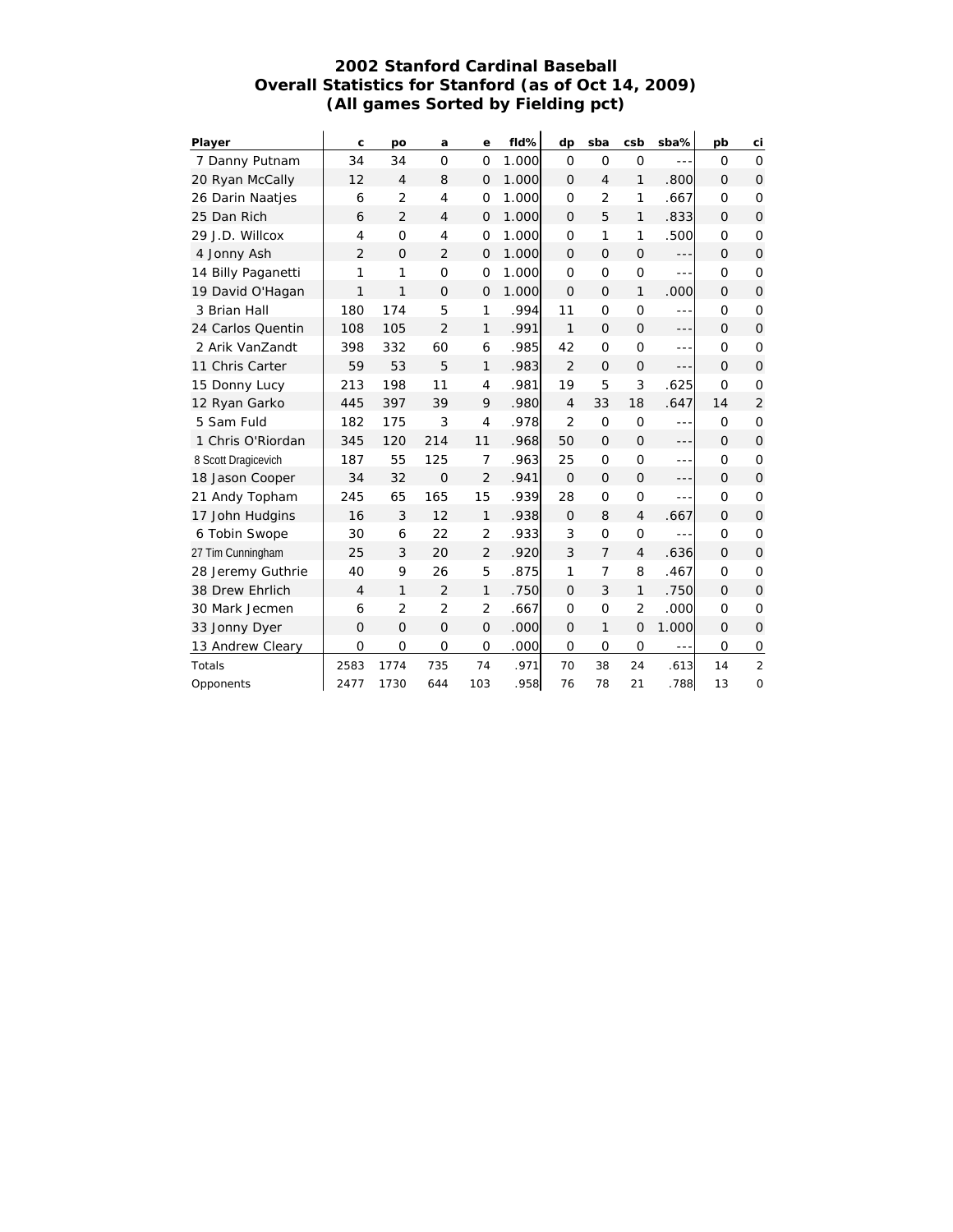# 2002 Stanford Cardinal Baseball
## Overall Statistics for Stanford (as of Oct 14, 2009)
### (All games Sorted by Fielding pct)

| Player | c | po | a | e | fld% | dp | sba | csb | sba% | pb | ci |
|---|---|---|---|---|---|---|---|---|---|---|---|
| 7 Danny Putnam | 34 | 34 | 0 | 0 | 1.000 | 0 | 0 | 0 | --- | 0 | 0 |
| 20 Ryan McCally | 12 | 4 | 8 | 0 | 1.000 | 0 | 4 | 1 | .800 | 0 | 0 |
| 26 Darin Naatjes | 6 | 2 | 4 | 0 | 1.000 | 0 | 2 | 1 | .667 | 0 | 0 |
| 25 Dan Rich | 6 | 2 | 4 | 0 | 1.000 | 0 | 5 | 1 | .833 | 0 | 0 |
| 29 J.D. Willcox | 4 | 0 | 4 | 0 | 1.000 | 0 | 1 | 1 | .500 | 0 | 0 |
| 4 Jonny Ash | 2 | 0 | 2 | 0 | 1.000 | 0 | 0 | 0 | --- | 0 | 0 |
| 14 Billy Paganetti | 1 | 1 | 0 | 0 | 1.000 | 0 | 0 | 0 | --- | 0 | 0 |
| 19 David O'Hagan | 1 | 1 | 0 | 0 | 1.000 | 0 | 0 | 1 | .000 | 0 | 0 |
| 3 Brian Hall | 180 | 174 | 5 | 1 | .994 | 11 | 0 | 0 | --- | 0 | 0 |
| 24 Carlos Quentin | 108 | 105 | 2 | 1 | .991 | 1 | 0 | 0 | --- | 0 | 0 |
| 2 Arik VanZandt | 398 | 332 | 60 | 6 | .985 | 42 | 0 | 0 | --- | 0 | 0 |
| 11 Chris Carter | 59 | 53 | 5 | 1 | .983 | 2 | 0 | 0 | --- | 0 | 0 |
| 15 Donny Lucy | 213 | 198 | 11 | 4 | .981 | 19 | 5 | 3 | .625 | 0 | 0 |
| 12 Ryan Garko | 445 | 397 | 39 | 9 | .980 | 4 | 33 | 18 | .647 | 14 | 2 |
| 5 Sam Fuld | 182 | 175 | 3 | 4 | .978 | 2 | 0 | 0 | --- | 0 | 0 |
| 1 Chris O'Riordan | 345 | 120 | 214 | 11 | .968 | 50 | 0 | 0 | --- | 0 | 0 |
| 8 Scott Dragicevich | 187 | 55 | 125 | 7 | .963 | 25 | 0 | 0 | --- | 0 | 0 |
| 18 Jason Cooper | 34 | 32 | 0 | 2 | .941 | 0 | 0 | 0 | --- | 0 | 0 |
| 21 Andy Topham | 245 | 65 | 165 | 15 | .939 | 28 | 0 | 0 | --- | 0 | 0 |
| 17 John Hudgins | 16 | 3 | 12 | 1 | .938 | 0 | 8 | 4 | .667 | 0 | 0 |
| 6 Tobin Swope | 30 | 6 | 22 | 2 | .933 | 3 | 0 | 0 | --- | 0 | 0 |
| 27 Tim Cunningham | 25 | 3 | 20 | 2 | .920 | 3 | 7 | 4 | .636 | 0 | 0 |
| 28 Jeremy Guthrie | 40 | 9 | 26 | 5 | .875 | 1 | 7 | 8 | .467 | 0 | 0 |
| 38 Drew Ehrlich | 4 | 1 | 2 | 1 | .750 | 0 | 3 | 1 | .750 | 0 | 0 |
| 30 Mark Jecmen | 6 | 2 | 2 | 2 | .667 | 0 | 0 | 2 | .000 | 0 | 0 |
| 33 Jonny Dyer | 0 | 0 | 0 | 0 | .000 | 0 | 1 | 0 | 1.000 | 0 | 0 |
| 13 Andrew Cleary | 0 | 0 | 0 | 0 | .000 | 0 | 0 | 0 | --- | 0 | 0 |
| Totals | 2583 | 1774 | 735 | 74 | .971 | 70 | 38 | 24 | .613 | 14 | 2 |
| Opponents | 2477 | 1730 | 644 | 103 | .958 | 76 | 78 | 21 | .788 | 13 | 0 |